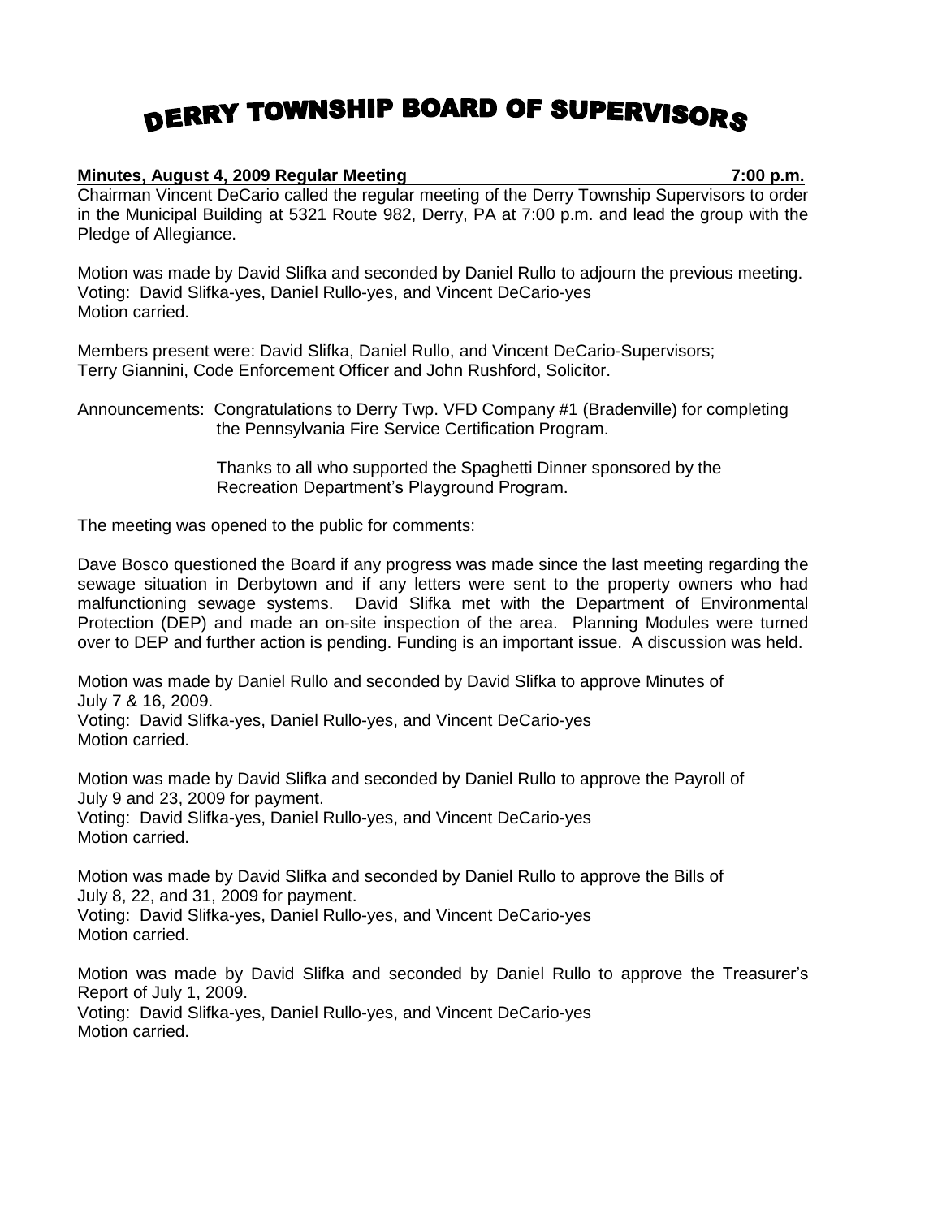# DERRY TOWNSHIP BOARD OF SUPERVISORS

**Minutes, August 4, 2009 Regular Meeting** **7:00 p.m.**

Chairman Vincent DeCario called the regular meeting of the Derry Township Supervisors to order in the Municipal Building at 5321 Route 982, Derry, PA at 7:00 p.m. and lead the group with the Pledge of Allegiance.

Motion was made by David Slifka and seconded by Daniel Rullo to adjourn the previous meeting.
Voting: David Slifka-yes, Daniel Rullo-yes, and Vincent DeCario-yes
Motion carried.

Members present were: David Slifka, Daniel Rullo, and Vincent DeCario-Supervisors; Terry Giannini, Code Enforcement Officer and John Rushford, Solicitor.

Announcements: Congratulations to Derry Twp. VFD Company #1 (Bradenville) for completing the Pennsylvania Fire Service Certification Program.

Thanks to all who supported the Spaghetti Dinner sponsored by the Recreation Department's Playground Program.

The meeting was opened to the public for comments:

Dave Bosco questioned the Board if any progress was made since the last meeting regarding the sewage situation in Derbytown and if any letters were sent to the property owners who had malfunctioning sewage systems. David Slifka met with the Department of Environmental Protection (DEP) and made an on-site inspection of the area. Planning Modules were turned over to DEP and further action is pending. Funding is an important issue. A discussion was held.

Motion was made by Daniel Rullo and seconded by David Slifka to approve Minutes of July 7 & 16, 2009.
Voting: David Slifka-yes, Daniel Rullo-yes, and Vincent DeCario-yes
Motion carried.

Motion was made by David Slifka and seconded by Daniel Rullo to approve the Payroll of July 9 and 23, 2009 for payment.
Voting: David Slifka-yes, Daniel Rullo-yes, and Vincent DeCario-yes
Motion carried.

Motion was made by David Slifka and seconded by Daniel Rullo to approve the Bills of July 8, 22, and 31, 2009 for payment.
Voting: David Slifka-yes, Daniel Rullo-yes, and Vincent DeCario-yes
Motion carried.

Motion was made by David Slifka and seconded by Daniel Rullo to approve the Treasurer's Report of July 1, 2009.
Voting: David Slifka-yes, Daniel Rullo-yes, and Vincent DeCario-yes
Motion carried.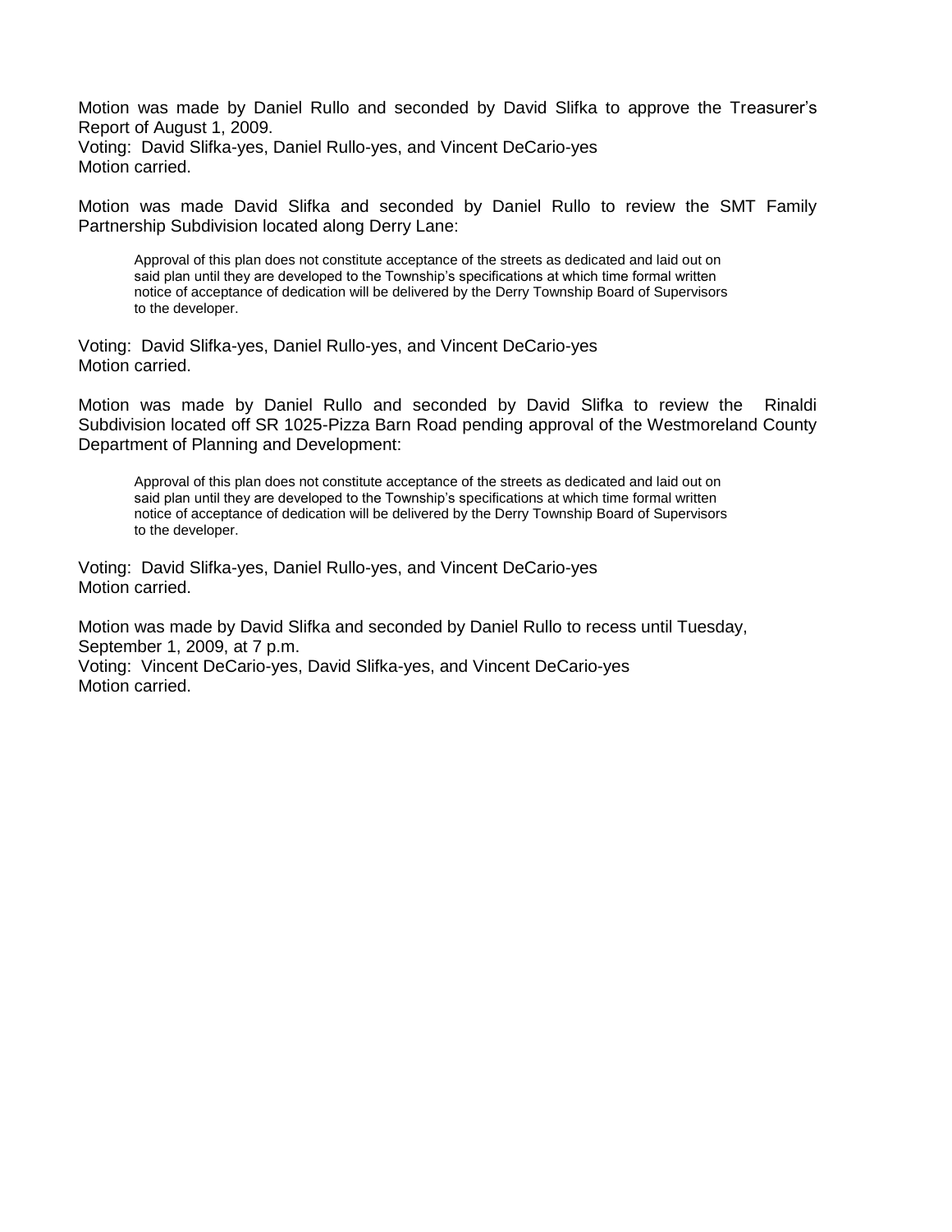Motion was made by Daniel Rullo and seconded by David Slifka to approve the Treasurer's Report of August 1, 2009.
Voting: David Slifka-yes, Daniel Rullo-yes, and Vincent DeCario-yes
Motion carried.

Motion was made David Slifka and seconded by Daniel Rullo to review the SMT Family Partnership Subdivision located along Derry Lane:

> Approval of this plan does not constitute acceptance of the streets as dedicated and laid out on said plan until they are developed to the Township's specifications at which time formal written notice of acceptance of dedication will be delivered by the Derry Township Board of Supervisors to the developer.

Voting: David Slifka-yes, Daniel Rullo-yes, and Vincent DeCario-yes
Motion carried.

Motion was made by Daniel Rullo and seconded by David Slifka to review the Rinaldi Subdivision located off SR 1025-Pizza Barn Road pending approval of the Westmoreland County Department of Planning and Development:

> Approval of this plan does not constitute acceptance of the streets as dedicated and laid out on said plan until they are developed to the Township's specifications at which time formal written notice of acceptance of dedication will be delivered by the Derry Township Board of Supervisors to the developer.

Voting: David Slifka-yes, Daniel Rullo-yes, and Vincent DeCario-yes
Motion carried.

Motion was made by David Slifka and seconded by Daniel Rullo to recess until Tuesday, September 1, 2009, at 7 p.m.
Voting: Vincent DeCario-yes, David Slifka-yes, and Vincent DeCario-yes
Motion carried.